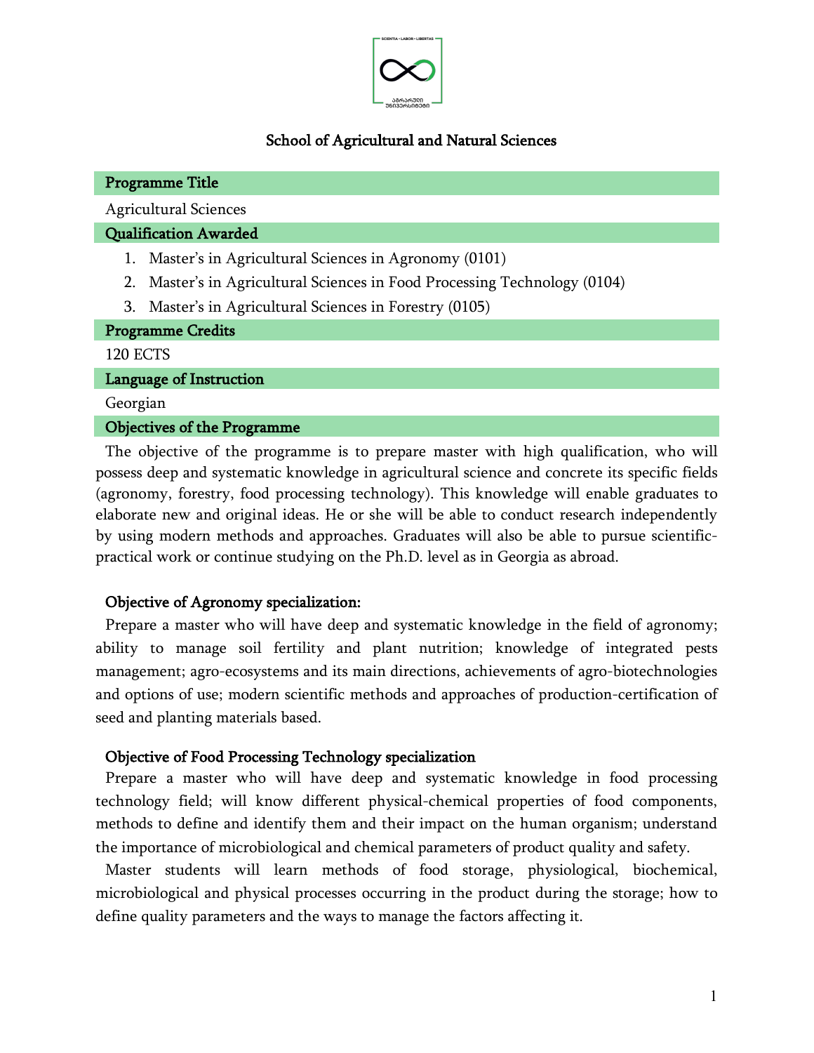# School of Agricultural and Natural Sciences

## Programme Title

Agricultural Sciences

## Qualification Awarded

1. Master's in Agricultural Sciences in Agronomy (0101)
2. Master's in Agricultural Sciences in Food Processing Technology (0104)
3. Master's in Agricultural Sciences in Forestry (0105)

## Programme Credits

120 ECTS

## Language of Instruction

Georgian

## Objectives of the Programme

The objective of the programme is to prepare master with high qualification, who will possess deep and systematic knowledge in agricultural science and concrete its specific fields (agronomy, forestry, food processing technology). This knowledge will enable graduates to elaborate new and original ideas. He or she will be able to conduct research independently by using modern methods and approaches. Graduates will also be able to pursue scientific-practical work or continue studying on the Ph.D. level as in Georgia as abroad.

### Objective of Agronomy specialization:

Prepare a master who will have deep and systematic knowledge in the field of agronomy; ability to manage soil fertility and plant nutrition; knowledge of integrated pests management; agro-ecosystems and its main directions, achievements of agro-biotechnologies and options of use; modern scientific methods and approaches of production-certification of seed and planting materials based.

### Objective of Food Processing Technology specialization

Prepare a master who will have deep and systematic knowledge in food processing technology field; will know different physical-chemical properties of food components, methods to define and identify them and their impact on the human organism; understand the importance of microbiological and chemical parameters of product quality and safety.

Master students will learn methods of food storage, physiological, biochemical, microbiological and physical processes occurring in the product during the storage; how to define quality parameters and the ways to manage the factors affecting it.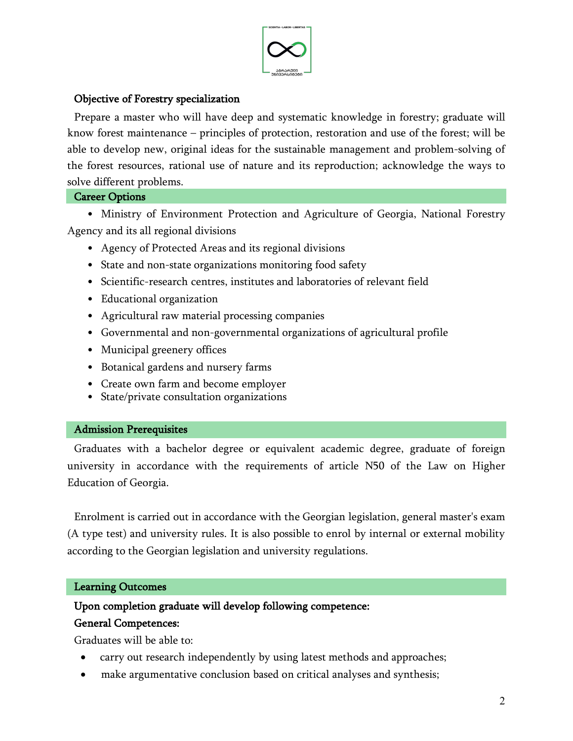### Objective of Forestry specialization

Prepare a master who will have deep and systematic knowledge in forestry; graduate will know forest maintenance – principles of protection, restoration and use of the forest; will be able to develop new, original ideas for the sustainable management and problem-solving of the forest resources, rational use of nature and its reproduction; acknowledge the ways to solve different problems.

### Career Options

- Ministry of Environment Protection and Agriculture of Georgia, National Forestry Agency and its all regional divisions
- Agency of Protected Areas and its regional divisions
- State and non-state organizations monitoring food safety
- Scientific-research centres, institutes and laboratories of relevant field
- Educational organization
- Agricultural raw material processing companies
- Governmental and non-governmental organizations of agricultural profile
- Municipal greenery offices
- Botanical gardens and nursery farms
- Create own farm and become employer
- State/private consultation organizations

### Admission Prerequisites

Graduates with a bachelor degree or equivalent academic degree, graduate of foreign university in accordance with the requirements of article N50 of the Law on Higher Education of Georgia.

Enrolment is carried out in accordance with the Georgian legislation, general master's exam (A type test) and university rules. It is also possible to enrol by internal or external mobility according to the Georgian legislation and university regulations.

### Learning Outcomes

**Upon completion graduate will develop following competence:**

**General Competences:**

Graduates will be able to:

- carry out research independently by using latest methods and approaches;
- make argumentative conclusion based on critical analyses and synthesis;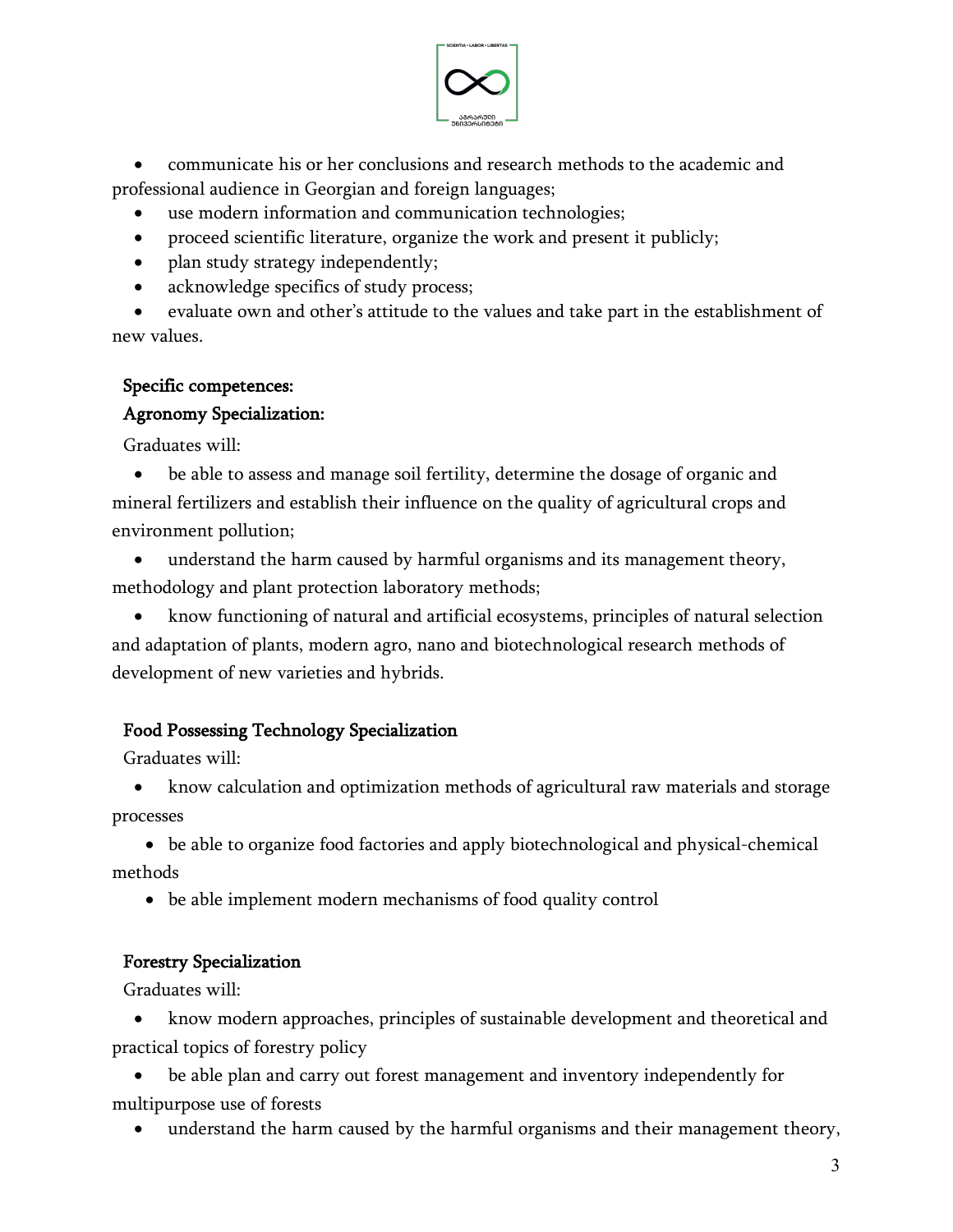- communicate his or her conclusions and research methods to the academic and professional audience in Georgian and foreign languages;
- use modern information and communication technologies;
- proceed scientific literature, organize the work and present it publicly;
- plan study strategy independently;
- acknowledge specifics of study process;
- evaluate own and other's attitude to the values and take part in the establishment of new values.

**Specific competences:**

**Agronomy Specialization:**

Graduates will:

- be able to assess and manage soil fertility, determine the dosage of organic and mineral fertilizers and establish their influence on the quality of agricultural crops and environment pollution;
- understand the harm caused by harmful organisms and its management theory, methodology and plant protection laboratory methods;
- know functioning of natural and artificial ecosystems, principles of natural selection and adaptation of plants, modern agro, nano and biotechnological research methods of development of new varieties and hybrids.

**Food Possessing Technology Specialization**

Graduates will:

- know calculation and optimization methods of agricultural raw materials and storage processes
- be able to organize food factories and apply biotechnological and physical-chemical methods
- be able implement modern mechanisms of food quality control

**Forestry Specialization**

Graduates will:

- know modern approaches, principles of sustainable development and theoretical and practical topics of forestry policy
- be able plan and carry out forest management and inventory independently for multipurpose use of forests
- understand the harm caused by the harmful organisms and their management theory,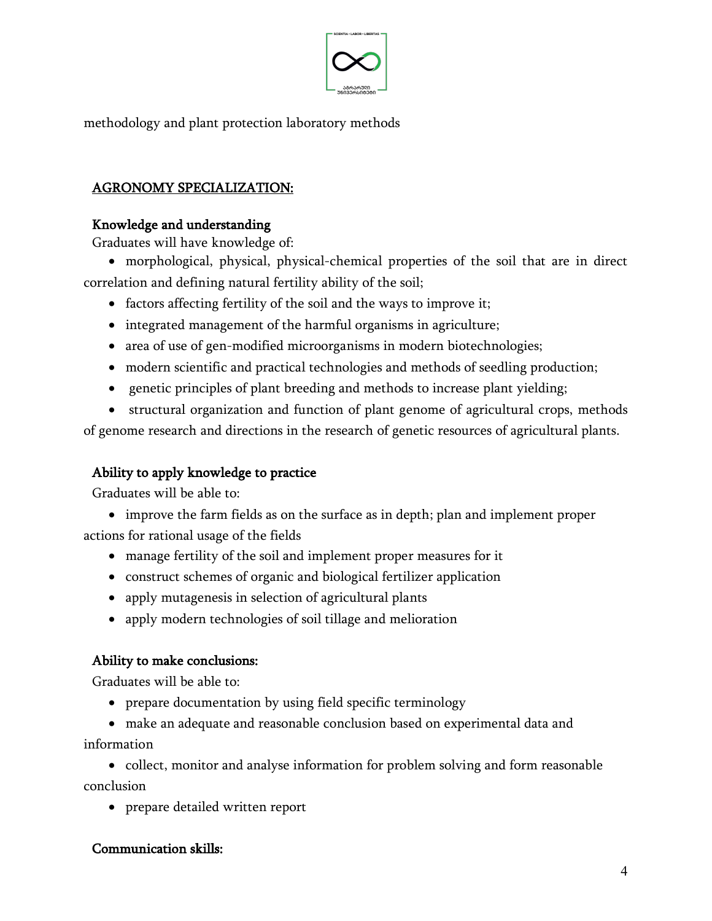methodology and plant protection laboratory methods

## AGRONOMY SPECIALIZATION:

### Knowledge and understanding

Graduates will have knowledge of:

- morphological, physical, physical-chemical properties of the soil that are in direct correlation and defining natural fertility ability of the soil;
- factors affecting fertility of the soil and the ways to improve it;
- integrated management of the harmful organisms in agriculture;
- area of use of gen-modified microorganisms in modern biotechnologies;
- modern scientific and practical technologies and methods of seedling production;
- genetic principles of plant breeding and methods to increase plant yielding;
- structural organization and function of plant genome of agricultural crops, methods of genome research and directions in the research of genetic resources of agricultural plants.

### Ability to apply knowledge to practice

Graduates will be able to:

- improve the farm fields as on the surface as in depth; plan and implement proper actions for rational usage of the fields
- manage fertility of the soil and implement proper measures for it
- construct schemes of organic and biological fertilizer application
- apply mutagenesis in selection of agricultural plants
- apply modern technologies of soil tillage and melioration

### Ability to make conclusions:

Graduates will be able to:

- prepare documentation by using field specific terminology
- make an adequate and reasonable conclusion based on experimental data and information
- collect, monitor and analyse information for problem solving and form reasonable conclusion
- prepare detailed written report

### Communication skills: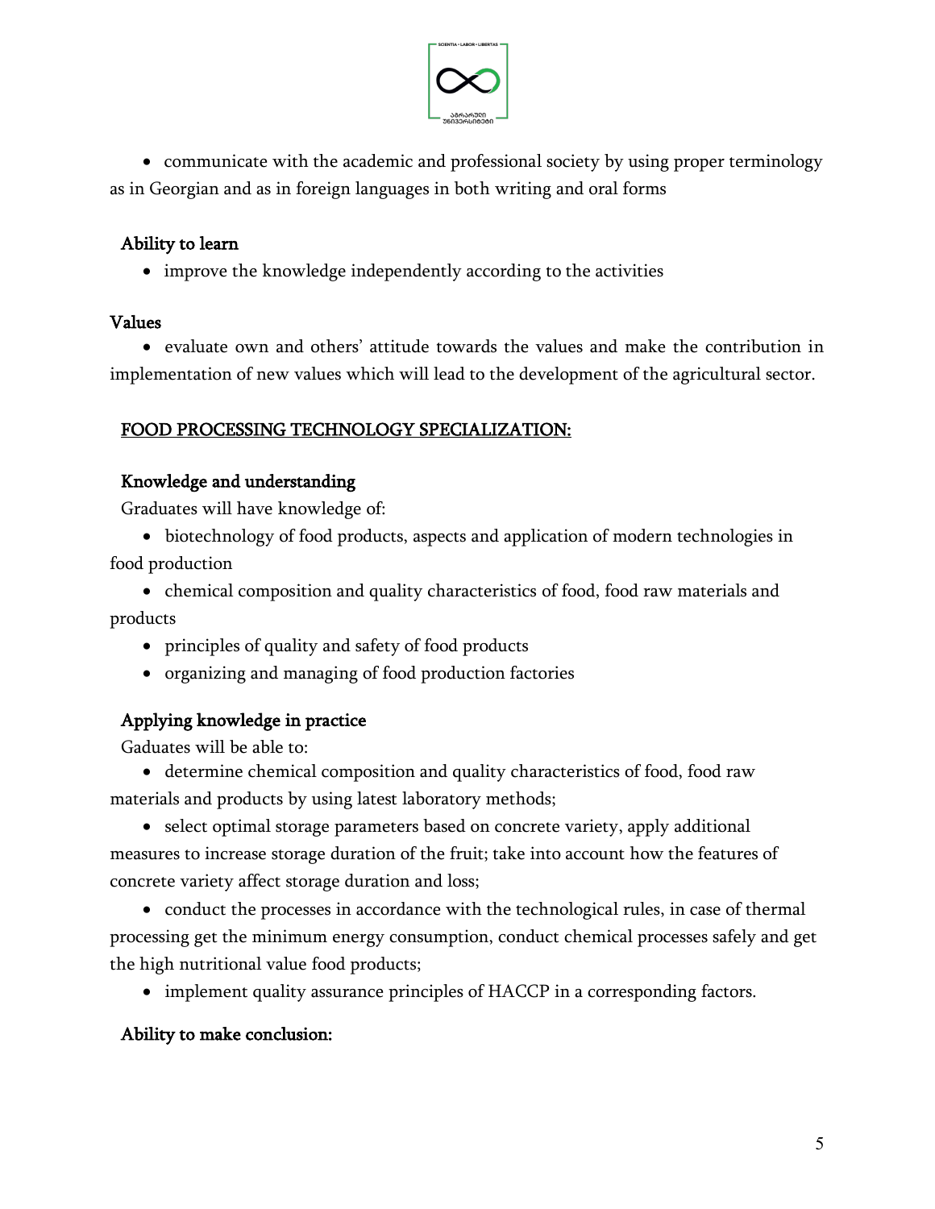- communicate with the academic and professional society by using proper terminology as in Georgian and as in foreign languages in both writing and oral forms

**Ability to learn**

- improve the knowledge independently according to the activities

**Values**

- evaluate own and others' attitude towards the values and make the contribution in implementation of new values which will lead to the development of the agricultural sector.

**<u>FOOD PROCESSING TECHNOLOGY SPECIALIZATION:</u>**

**Knowledge and understanding**

Graduates will have knowledge of:

- biotechnology of food products, aspects and application of modern technologies in food production
- chemical composition and quality characteristics of food, food raw materials and products
- principles of quality and safety of food products
- organizing and managing of food production factories

**Applying knowledge in practice**

Gaduates will be able to:

- determine chemical composition and quality characteristics of food, food raw materials and products by using latest laboratory methods;
- select optimal storage parameters based on concrete variety, apply additional measures to increase storage duration of the fruit; take into account how the features of concrete variety affect storage duration and loss;
- conduct the processes in accordance with the technological rules, in case of thermal processing get the minimum energy consumption, conduct chemical processes safely and get the high nutritional value food products;
- implement quality assurance principles of HACCP in a corresponding factors.

**Ability to make conclusion:**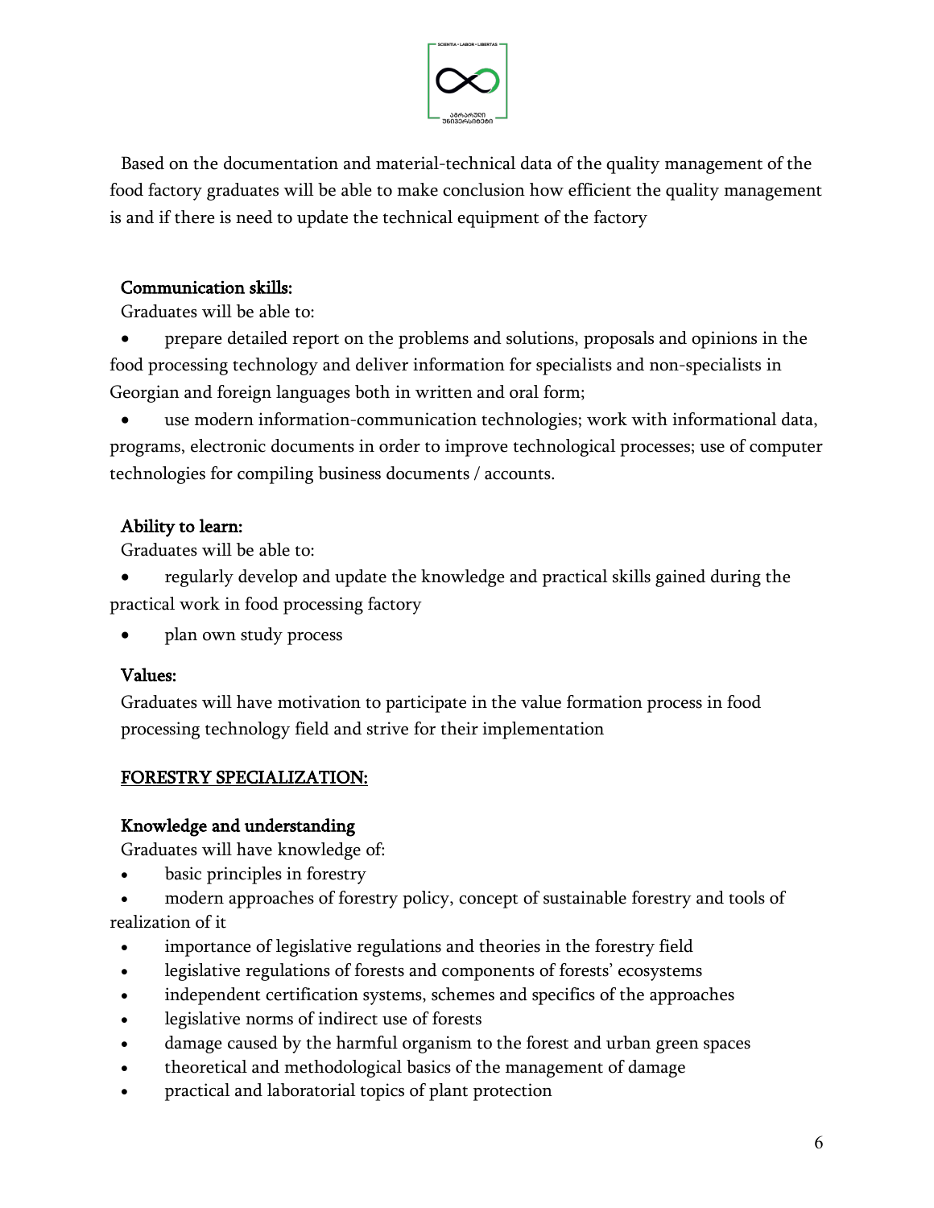Based on the documentation and material-technical data of the quality management of the food factory graduates will be able to make conclusion how efficient the quality management is and if there is need to update the technical equipment of the factory

**Communication skills:**

Graduates will be able to:

- prepare detailed report on the problems and solutions, proposals and opinions in the food processing technology and deliver information for specialists and non-specialists in Georgian and foreign languages both in written and oral form;
- use modern information-communication technologies; work with informational data, programs, electronic documents in order to improve technological processes; use of computer technologies for compiling business documents / accounts.

**Ability to learn:**

Graduates will be able to:

- regularly develop and update the knowledge and practical skills gained during the practical work in food processing factory
- plan own study process

**Values:**

Graduates will have motivation to participate in the value formation process in food processing technology field and strive for their implementation

**FORESTRY SPECIALIZATION:**

**Knowledge and understanding**

Graduates will have knowledge of:

- basic principles in forestry
- modern approaches of forestry policy, concept of sustainable forestry and tools of realization of it
- importance of legislative regulations and theories in the forestry field
- legislative regulations of forests and components of forests' ecosystems
- independent certification systems, schemes and specifics of the approaches
- legislative norms of indirect use of forests
- damage caused by the harmful organism to the forest and urban green spaces
- theoretical and methodological basics of the management of damage
- practical and laboratorial topics of plant protection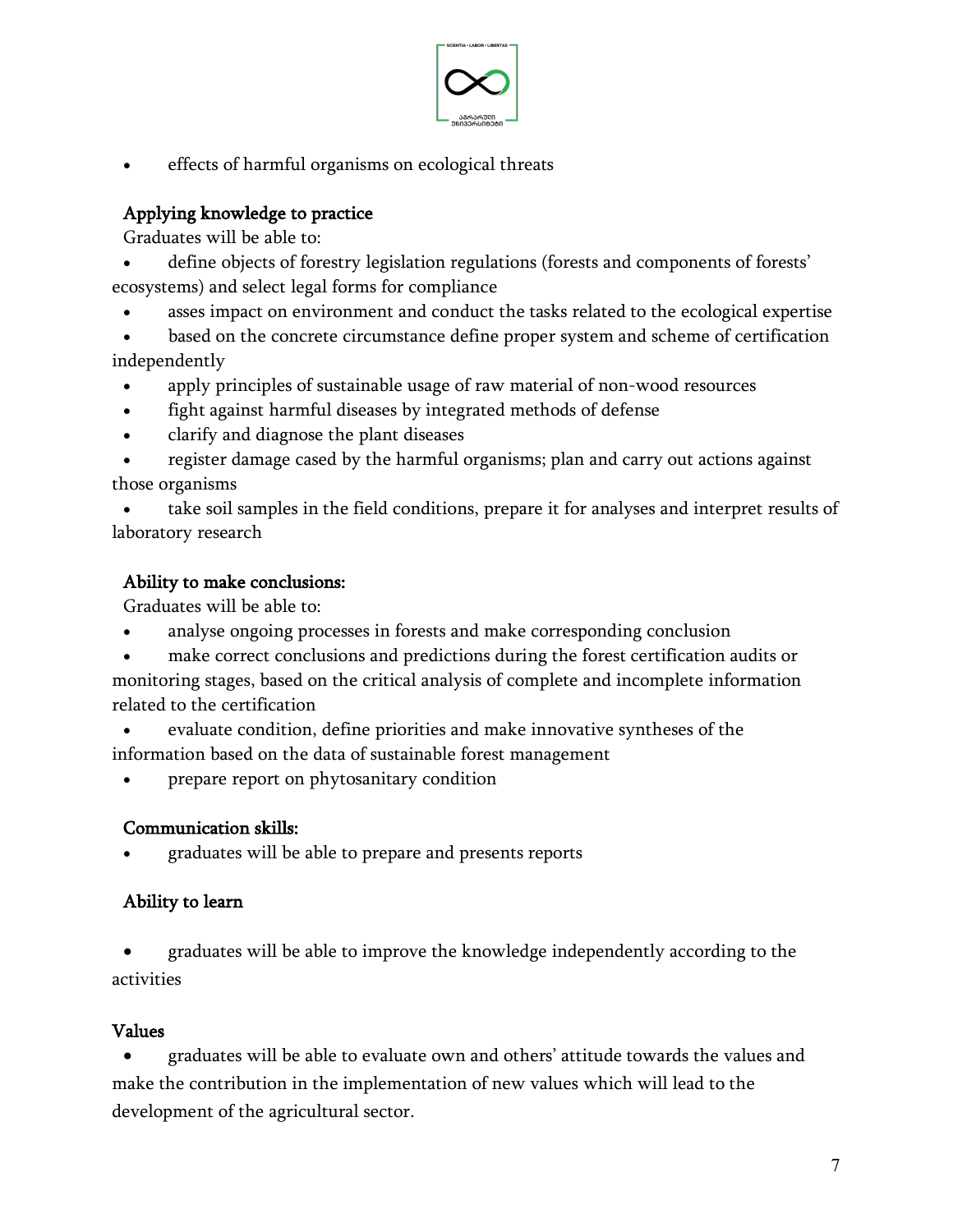- effects of harmful organisms on ecological threats

**Applying knowledge to practice**

Graduates will be able to:

- define objects of forestry legislation regulations (forests and components of forests' ecosystems) and select legal forms for compliance
- asses impact on environment and conduct the tasks related to the ecological expertise
- based on the concrete circumstance define proper system and scheme of certification independently
- apply principles of sustainable usage of raw material of non-wood resources
- fight against harmful diseases by integrated methods of defense
- clarify and diagnose the plant diseases
- register damage cased by the harmful organisms; plan and carry out actions against those organisms
- take soil samples in the field conditions, prepare it for analyses and interpret results of laboratory research

**Ability to make conclusions:**

Graduates will be able to:

- analyse ongoing processes in forests and make corresponding conclusion
- make correct conclusions and predictions during the forest certification audits or monitoring stages, based on the critical analysis of complete and incomplete information related to the certification
- evaluate condition, define priorities and make innovative syntheses of the information based on the data of sustainable forest management
- prepare report on phytosanitary condition

**Communication skills:**

- graduates will be able to prepare and presents reports

**Ability to learn**

- graduates will be able to improve the knowledge independently according to the activities

**Values**

- graduates will be able to evaluate own and others' attitude towards the values and make the contribution in the implementation of new values which will lead to the development of the agricultural sector.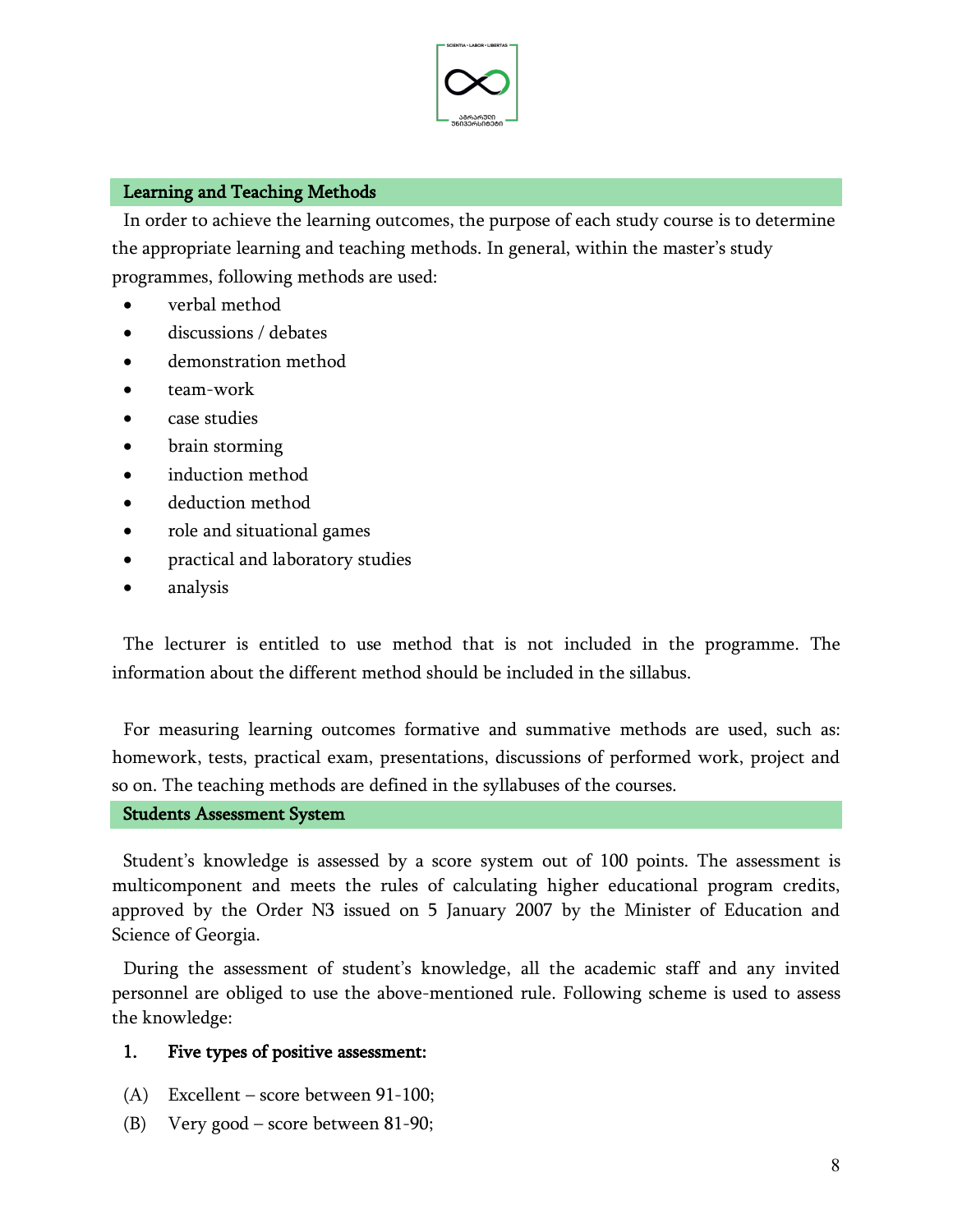## Learning and Teaching Methods

In order to achieve the learning outcomes, the purpose of each study course is to determine the appropriate learning and teaching methods. In general, within the master's study programmes, following methods are used:

- verbal method
- discussions / debates
- demonstration method
- team-work
- case studies
- brain storming
- induction method
- deduction method
- role and situational games
- practical and laboratory studies
- analysis

The lecturer is entitled to use method that is not included in the programme. The information about the different method should be included in the sillabus.

For measuring learning outcomes formative and summative methods are used, such as: homework, tests, practical exam, presentations, discussions of performed work, project and so on. The teaching methods are defined in the syllabuses of the courses.

## Students Assessment System

Student's knowledge is assessed by a score system out of 100 points. The assessment is multicomponent and meets the rules of calculating higher educational program credits, approved by the Order N3 issued on 5 January 2007 by the Minister of Education and Science of Georgia.

During the assessment of student's knowledge, all the academic staff and any invited personnel are obliged to use the above-mentioned rule. Following scheme is used to assess the knowledge:

1. **Five types of positive assessment:**

(A) Excellent – score between 91-100;

(B) Very good – score between 81-90;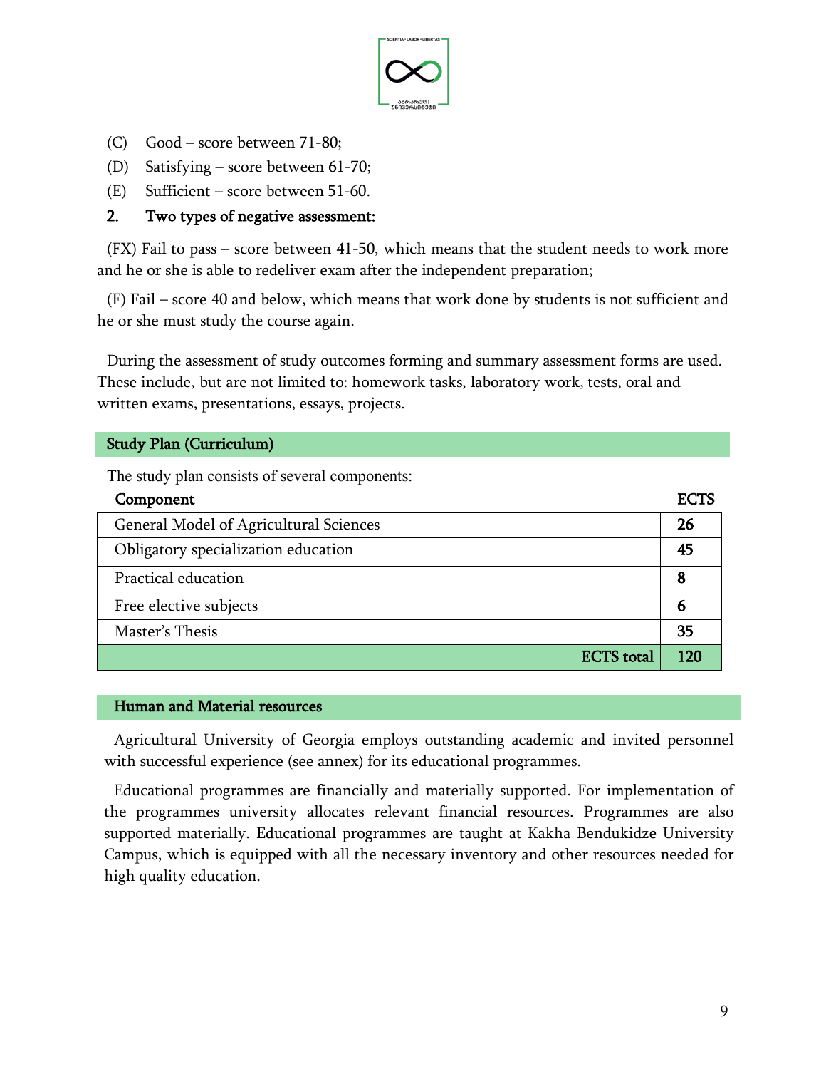(C) Good – score between 71-80;

(D) Satisfying – score between 61-70;

(E) Sufficient – score between 51-60.

**2. Two types of negative assessment:**

(FX) Fail to pass – score between 41-50, which means that the student needs to work more and he or she is able to redeliver exam after the independent preparation;

(F) Fail – score 40 and below, which means that work done by students is not sufficient and he or she must study the course again.

During the assessment of study outcomes forming and summary assessment forms are used. These include, but are not limited to: homework tasks, laboratory work, tests, oral and written exams, presentations, essays, projects.

## Study Plan (Curriculum)

The study plan consists of several components:

| Component | ECTS |
|---|---|
| General Model of Agricultural Sciences | **26** |
| Obligatory specialization education | **45** |
| Practical education | **8** |
| Free elective subjects | **6** |
| Master's Thesis | **35** |
| **ECTS total** | **120** |

## Human and Material resources

Agricultural University of Georgia employs outstanding academic and invited personnel with successful experience (see annex) for its educational programmes.

Educational programmes are financially and materially supported. For implementation of the programmes university allocates relevant financial resources. Programmes are also supported materially. Educational programmes are taught at Kakha Bendukidze University Campus, which is equipped with all the necessary inventory and other resources needed for high quality education.